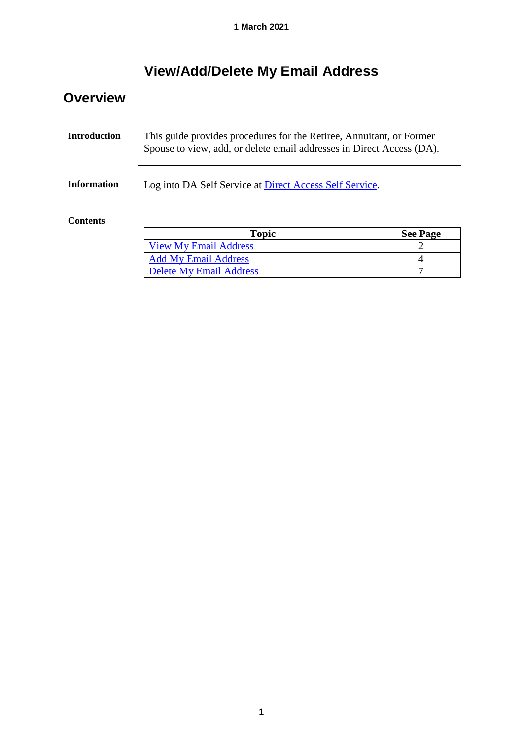1 March 2021

# View/Add/Delete My Email Address

## Overview

**Introduction**

This guide provides procedures for the Retiree, Annuitant, or Former Spouse to view, add, or delete email addresses in Direct Access (DA).

**Information**

Log into DA Self Service at Direct Access Self Service.

**Contents**

| Topic | See Page |
|---|---|
| View My Email Address | 2 |
| Add My Email Address | 4 |
| Delete My Email Address | 7 |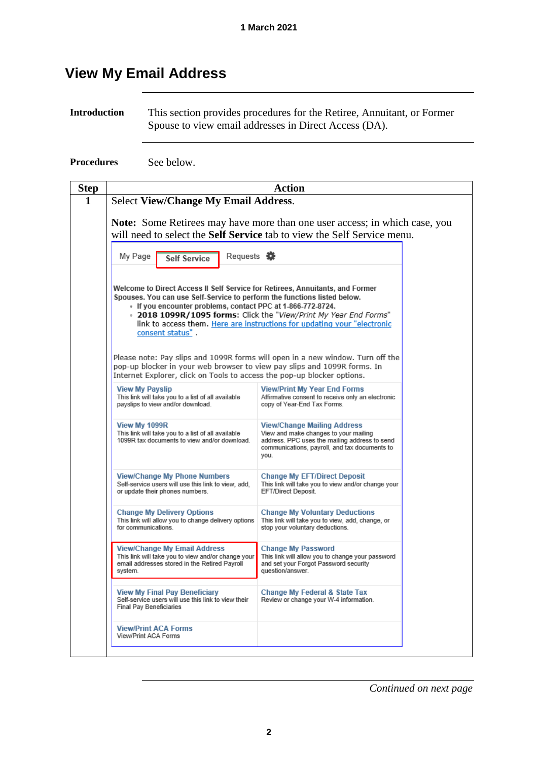1 March 2021

# View My Email Address

| | |
|---|---|
| **Introduction** | This section provides procedures for the Retiree, Annuitant, or Former Spouse to view email addresses in Direct Access (DA). |
| **Procedures** | See below. |

| Step | Action |
|---|---|
| 1 | Select **View/Change My Email Address**.<br><br>**Note:** Some Retirees may have more than one user access; in which case, you will need to select the **Self Service** tab to view the Self Service menu.<br><br>My Page · Self Service · Requests<br><br>Welcome to Direct Access II Self Service for Retirees, Annuitants, and Former Spouses. You can use Self-Service to perform the functions listed below.<br>• If you encounter problems, contact PPC at 1-866-772-8724.<br>• **2018 1099R/1095 forms**: Click the "*View/Print My Year End Forms*" link to access them. Here are instructions for updating your "electronic consent status" .<br><br>Please note: Pay slips and 1099R forms will open in a new window. Turn off the pop-up blocker in your web browser to view pay slips and 1099R forms. In Internet Explorer, click on Tools to access the pop-up blocker options.<br><br>**View My Payslip** – This link will take you to a list of all available payslips to view and/or download.<br>**View/Print My Year End Forms** – Affirmative consent to receive only an electronic copy of Year-End Tax Forms.<br>**View My 1099R** – This link will take you to a list of all available 1099R tax documents to view and/or download.<br>**View/Change Mailing Address** – View and make changes to your mailing address. PPC uses the mailing address to send communications, payroll, and tax documents to you.<br>**View/Change My Phone Numbers** – Self-service users will use this link to view, add, or update their phones numbers.<br>**Change My EFT/Direct Deposit** – This link will take you to view and/or change your EFT/Direct Deposit.<br>**Change My Delivery Options** – This link will allow you to change delivery options for communications.<br>**Change My Voluntary Deductions** – This link will take you to view, add, change, or stop your voluntary deductions.<br>**View/Change My Email Address** – This link will take you to view and/or change your email addresses stored in the Retired Payroll system.<br>**Change My Password** – This link will allow you to change your password and set your Forgot Password security question/answer.<br>**View My Final Pay Beneficiary** – Self-service users will use this link to view their Final Pay Beneficiaries<br>**Change My Federal & State Tax** – Review or change your W-4 information.<br>**View/Print ACA Forms** – View/Print ACA Forms |

*Continued on next page*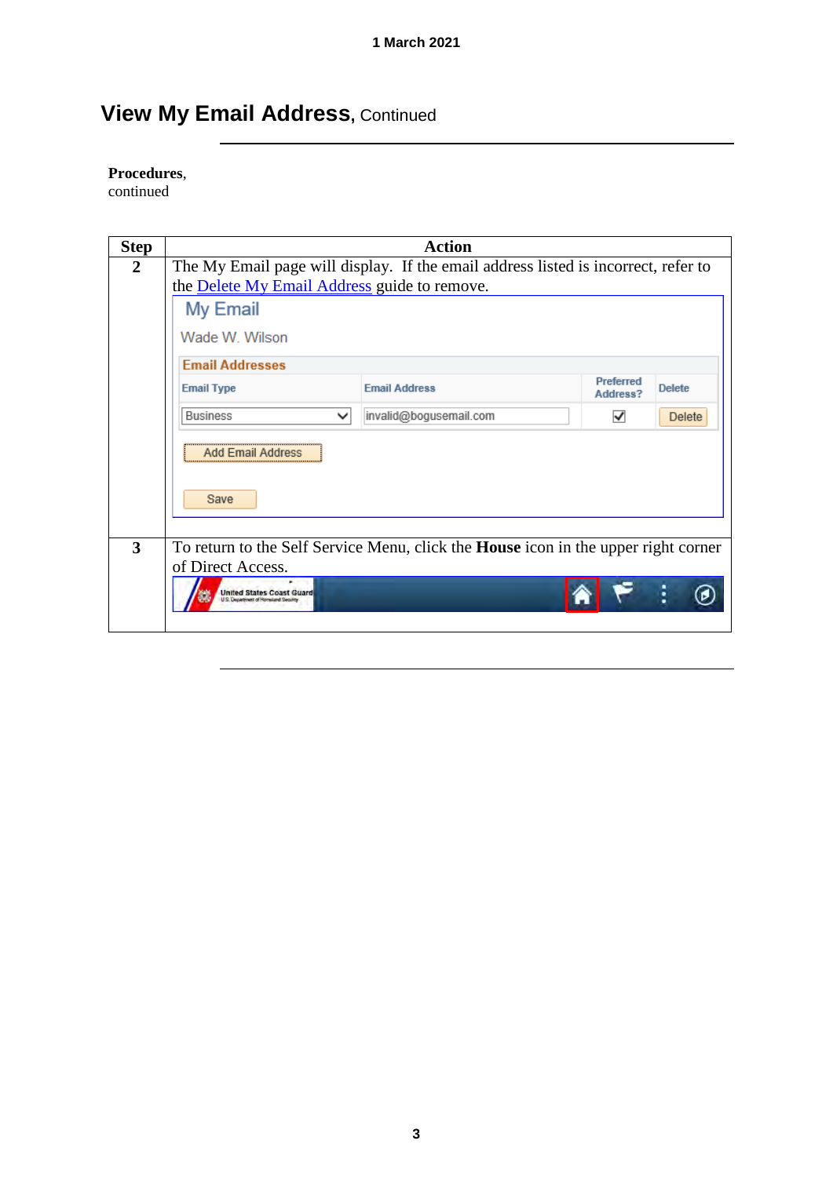## View My Email Address, Continued

**Procedures**, continued

| Step | Action |
|---|---|
| **2** | The My Email page will display. If the email address listed is incorrect, refer to the Delete My Email Address guide to remove. |
| **3** | To return to the Self Service Menu, click the **House** icon in the upper right corner of Direct Access. |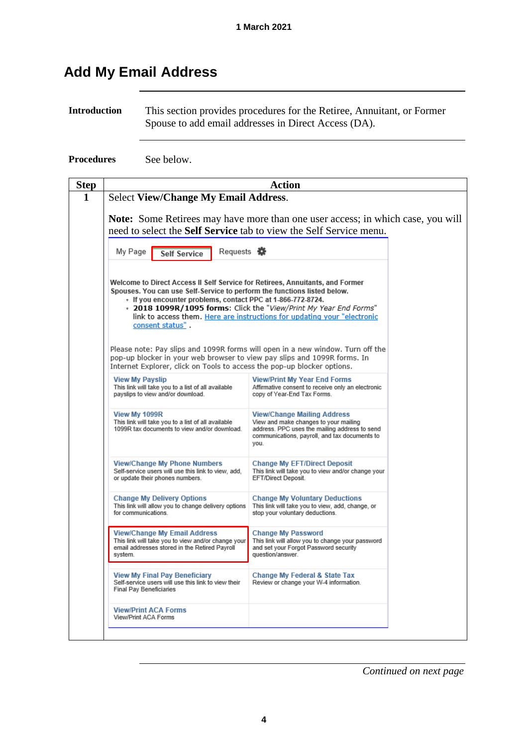1 March 2021

# Add My Email Address

**Introduction** This section provides procedures for the Retiree, Annuitant, or Former Spouse to add email addresses in Direct Access (DA).

**Procedures** See below.

| Step | Action |
|---|---|
| 1 | Select **View/Change My Email Address**.<br><br>**Note:** Some Retirees may have more than one user access; in which case, you will need to select the **Self Service** tab to view the Self Service menu.<br><br>My Page · Self Service · Requests<br><br>Welcome to Direct Access II Self Service for Retirees, Annuitants, and Former Spouses. You can use Self-Service to perform the functions listed below.<br>• If you encounter problems, contact PPC at 1-866-772-8724.<br>• **2018 1099R/1095 forms**: Click the "*View/Print My Year End Forms*" link to access them. Here are instructions for updating your "electronic consent status" .<br><br>Please note: Pay slips and 1099R forms will open in a new window. Turn off the pop-up blocker in your web browser to view pay slips and 1099R forms. In Internet Explorer, click on Tools to access the pop-up blocker options.<br><br>**View My Payslip** – This link will take you to a list of all available payslips to view and/or download.<br>**View/Print My Year End Forms** – Affirmative consent to receive only an electronic copy of Year-End Tax Forms.<br>**View My 1099R** – This link will take you to a list of all available 1099R tax documents to view and/or download.<br>**View/Change Mailing Address** – View and make changes to your mailing address. PPC uses the mailing address to send communications, payroll, and tax documents to you.<br>**View/Change My Phone Numbers** – Self-service users will use this link to view, add, or update their phones numbers.<br>**Change My EFT/Direct Deposit** – This link will take you to view and/or change your EFT/Direct Deposit.<br>**Change My Delivery Options** – This link will allow you to change delivery options for communications.<br>**Change My Voluntary Deductions** – This link will take you to view, add, change, or stop your voluntary deductions.<br>**View/Change My Email Address** – This link will take you to view and/or change your email addresses stored in the Retired Payroll system.<br>**Change My Password** – This link will allow you to change your password and set your Forgot Password security question/answer.<br>**View My Final Pay Beneficiary** – Self-service users will use this link to view their Final Pay Beneficiaries<br>**Change My Federal & State Tax** – Review or change your W-4 information.<br>**View/Print ACA Forms** – View/Print ACA Forms |

*Continued on next page*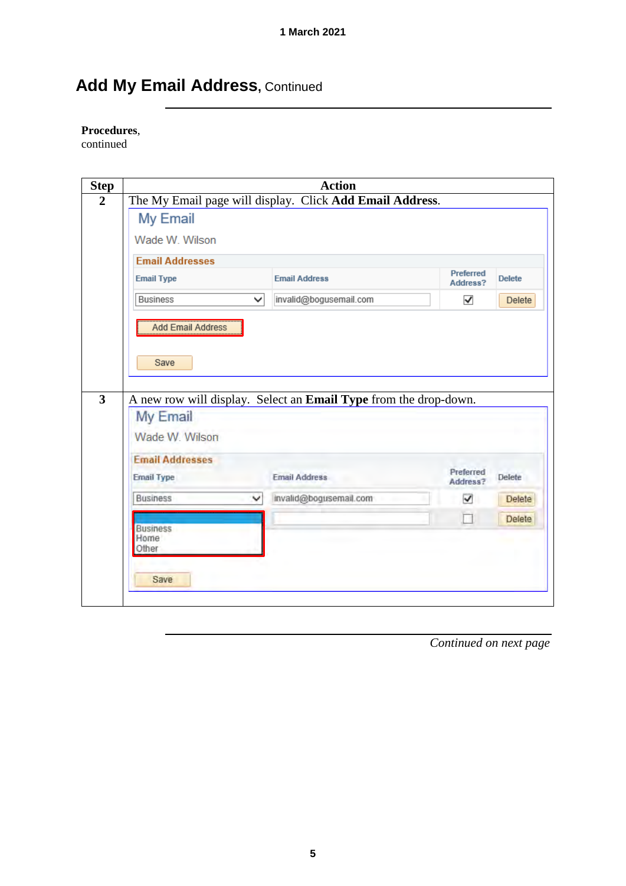# Add My Email Address, Continued

**Procedures**, continued

| Step | Action |
|---|---|
| 2 | The My Email page will display. Click **Add Email Address**. |
| 3 | A new row will display. Select an **Email Type** from the drop-down. |

*Continued on next page*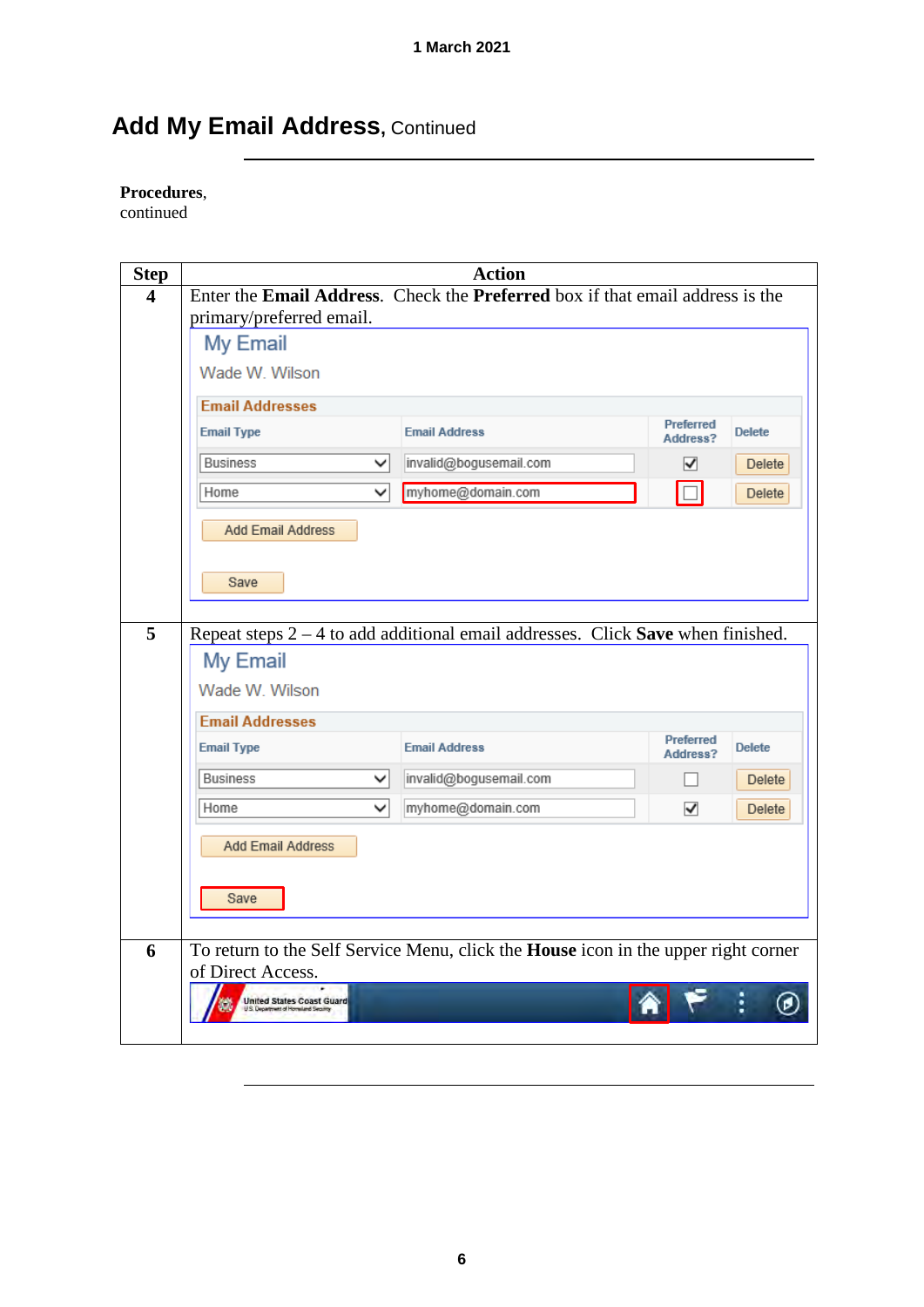## Add My Email Address, Continued

**Procedures**, continued

| Step | Action |
|---|---|
| 4 | Enter the **Email Address**. Check the **Preferred** box if that email address is the primary/preferred email. |
| 5 | Repeat steps 2 – 4 to add additional email addresses. Click **Save** when finished. |
| 6 | To return to the Self Service Menu, click the **House** icon in the upper right corner of Direct Access. |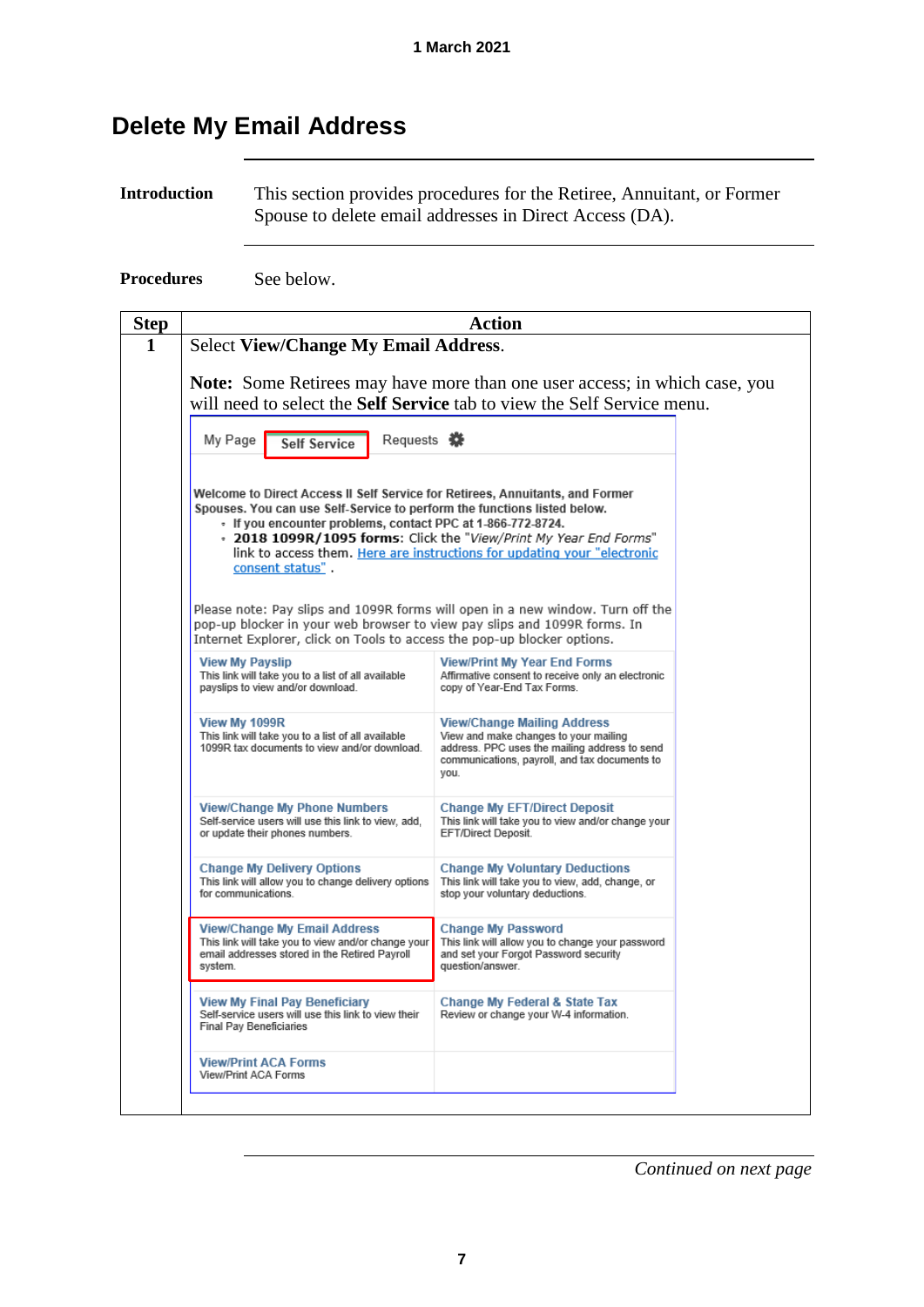# Delete My Email Address

**Introduction**

This section provides procedures for the Retiree, Annuitant, or Former Spouse to delete email addresses in Direct Access (DA).

**Procedures**

See below.

| Step | Action |
|---|---|
| 1 | Select **View/Change My Email Address.**<br><br>**Note:** Some Retirees may have more than one user access; in which case, you will need to select the **Self Service** tab to view the Self Service menu.<br><br>My Page Self Service Requests<br><br>Welcome to Direct Access II Self Service for Retirees, Annuitants, and Former Spouses. You can use Self-Service to perform the functions listed below.<br>• If you encounter problems, contact PPC at 1-866-772-8724.<br>• **2018 1099R/1095 forms:** Click the "*View/Print My Year End Forms*" link to access them. Here are instructions for updating your "electronic consent status".<br><br>Please note: Pay slips and 1099R forms will open in a new window. Turn off the pop-up blocker in your web browser to view pay slips and 1099R forms. In Internet Explorer, click on Tools to access the pop-up blocker options.<br><br>**View My Payslip** – This link will take you to a list of all available payslips to view and/or download.<br>**View/Print My Year End Forms** – Affirmative consent to receive only an electronic copy of Year-End Tax Forms.<br>**View My 1099R** – This link will take you to a list of all available 1099R tax documents to view and/or download.<br>**View/Change Mailing Address** – View and make changes to your mailing address. PPC uses the mailing address to send communications, payroll, and tax documents to you.<br>**View/Change My Phone Numbers** – Self-service users will use this link to view, add, or update their phones numbers.<br>**Change My EFT/Direct Deposit** – This link will take you to view and/or change your EFT/Direct Deposit.<br>**Change My Delivery Options** – This link will allow you to change delivery options for communications.<br>**Change My Voluntary Deductions** – This link will take you to view, add, change, or stop your voluntary deductions.<br>**View/Change My Email Address** – This link will take you to view and/or change your email addresses stored in the Retired Payroll system.<br>**Change My Password** – This link will allow you to change your password and set your Forgot Password security question/answer.<br>**View My Final Pay Beneficiary** – Self-service users will use this link to view their Final Pay Beneficiaries<br>**Change My Federal & State Tax** – Review or change your W-4 information.<br>**View/Print ACA Forms** – View/Print ACA Forms |

*Continued on next page*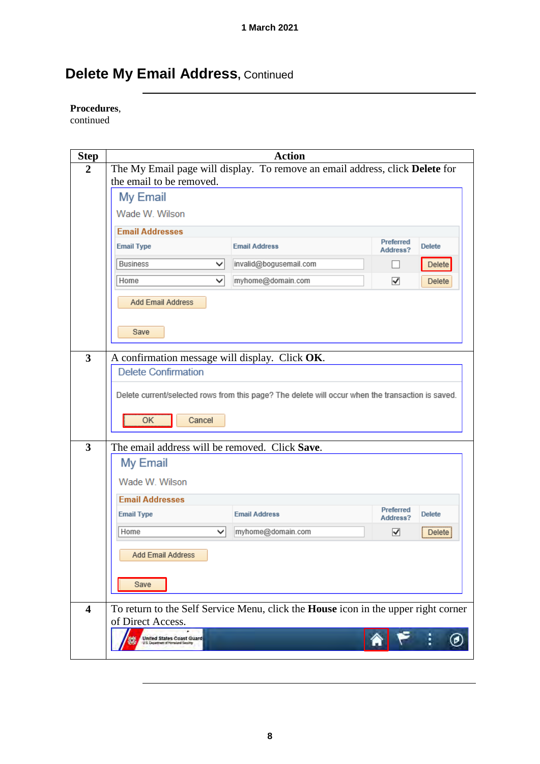# Delete My Email Address, Continued

**Procedures**, continued

| Step | Action |
|---|---|
| 2 | The My Email page will display. To remove an email address, click **Delete** for the email to be removed. |
| 3 | A confirmation message will display. Click **OK**. |
| 3 | The email address will be removed. Click **Save**. |
| 4 | To return to the Self Service Menu, click the **House** icon in the upper right corner of Direct Access. |